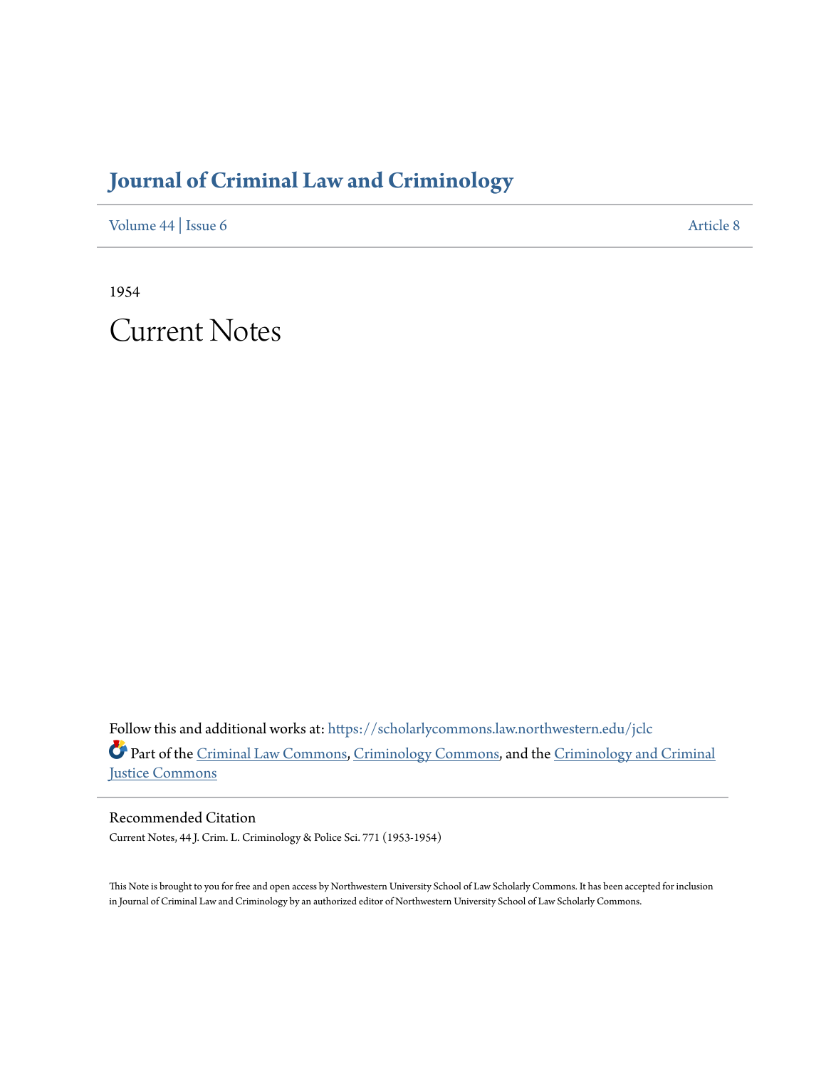# Journal of Criminal Law and Criminology

Volume 44 | Issue 6 Article 8

1954

# Current Notes

Follow this and additional works at: https://scholarlycommons.law.northwestern.edu/jclc

Part of the Criminal Law Commons, Criminology Commons, and the Criminology and Criminal Justice Commons

## Recommended Citation

Current Notes, 44 J. Crim. L. Criminology & Police Sci. 771 (1953-1954)

This Note is brought to you for free and open access by Northwestern University School of Law Scholarly Commons. It has been accepted for inclusion in Journal of Criminal Law and Criminology by an authorized editor of Northwestern University School of Law Scholarly Commons.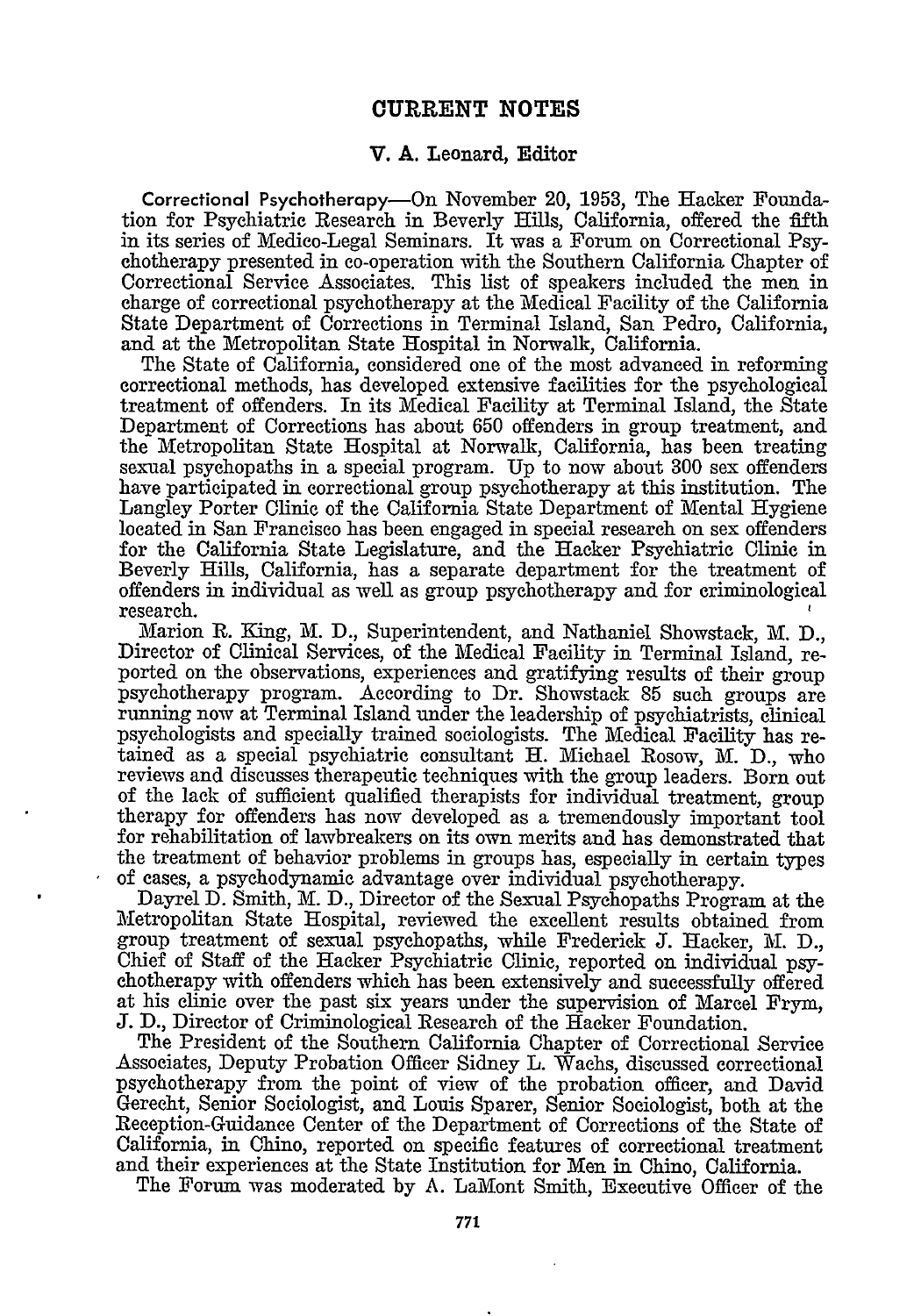## CURRENT NOTES

### V. A. Leonard, Editor

**Correctional Psychotherapy**—On November 20, 1953, The Hacker Foundation for Psychiatric Research in Beverly Hills, California, offered the fifth in its series of Medico-Legal Seminars. It was a Forum on Correctional Psychotherapy presented in co-operation with the Southern California Chapter of Correctional Service Associates. This list of speakers included the men in charge of correctional psychotherapy at the Medical Facility of the California State Department of Corrections in Terminal Island, San Pedro, California, and at the Metropolitan State Hospital in Norwalk, California.

The State of California, considered one of the most advanced in reforming correctional methods, has developed extensive facilities for the psychological treatment of offenders. In its Medical Facility at Terminal Island, the State Department of Corrections has about 650 offenders in group treatment, and the Metropolitan State Hospital at Norwalk, California, has been treating sexual psychopaths in a special program. Up to now about 300 sex offenders have participated in correctional group psychotherapy at this institution. The Langley Porter Clinic of the California State Department of Mental Hygiene located in San Francisco has been engaged in special research on sex offenders for the California State Legislature, and the Hacker Psychiatric Clinic in Beverly Hills, California, has a separate department for the treatment of offenders in individual as well as group psychotherapy and for criminological research.

Marion R. King, M. D., Superintendent, and Nathaniel Showstack, M. D., Director of Clinical Services, of the Medical Facility in Terminal Island, reported on the observations, experiences and gratifying results of their group psychotherapy program. According to Dr. Showstack 85 such groups are running now at Terminal Island under the leadership of psychiatrists, clinical psychologists and specially trained sociologists. The Medical Facility has retained as a special psychiatric consultant H. Michael Rosow, M. D., who reviews and discusses therapeutic techniques with the group leaders. Born out of the lack of sufficient qualified therapists for individual treatment, group therapy for offenders has now developed as a tremendously important tool for rehabilitation of lawbreakers on its own merits and has demonstrated that the treatment of behavior problems in groups has, especially in certain types of cases, a psychodynamic advantage over individual psychotherapy.

Dayrel D. Smith, M. D., Director of the Sexual Psychopaths Program at the Metropolitan State Hospital, reviewed the excellent results obtained from group treatment of sexual psychopaths, while Frederick J. Hacker, M. D., Chief of Staff of the Hacker Psychiatric Clinic, reported on individual psychotherapy with offenders which has been extensively and successfully offered at his clinic over the past six years under the supervision of Marcel Frym, J. D., Director of Criminological Research of the Hacker Foundation.

The President of the Southern California Chapter of Correctional Service Associates, Deputy Probation Officer Sidney L. Wachs, discussed correctional psychotherapy from the point of view of the probation officer, and David Gerecht, Senior Sociologist, and Louis Sparer, Senior Sociologist, both at the Reception-Guidance Center of the Department of Corrections of the State of California, in Chino, reported on specific features of correctional treatment and their experiences at the State Institution for Men in Chino, California.

The Forum was moderated by A. LaMont Smith, Executive Officer of the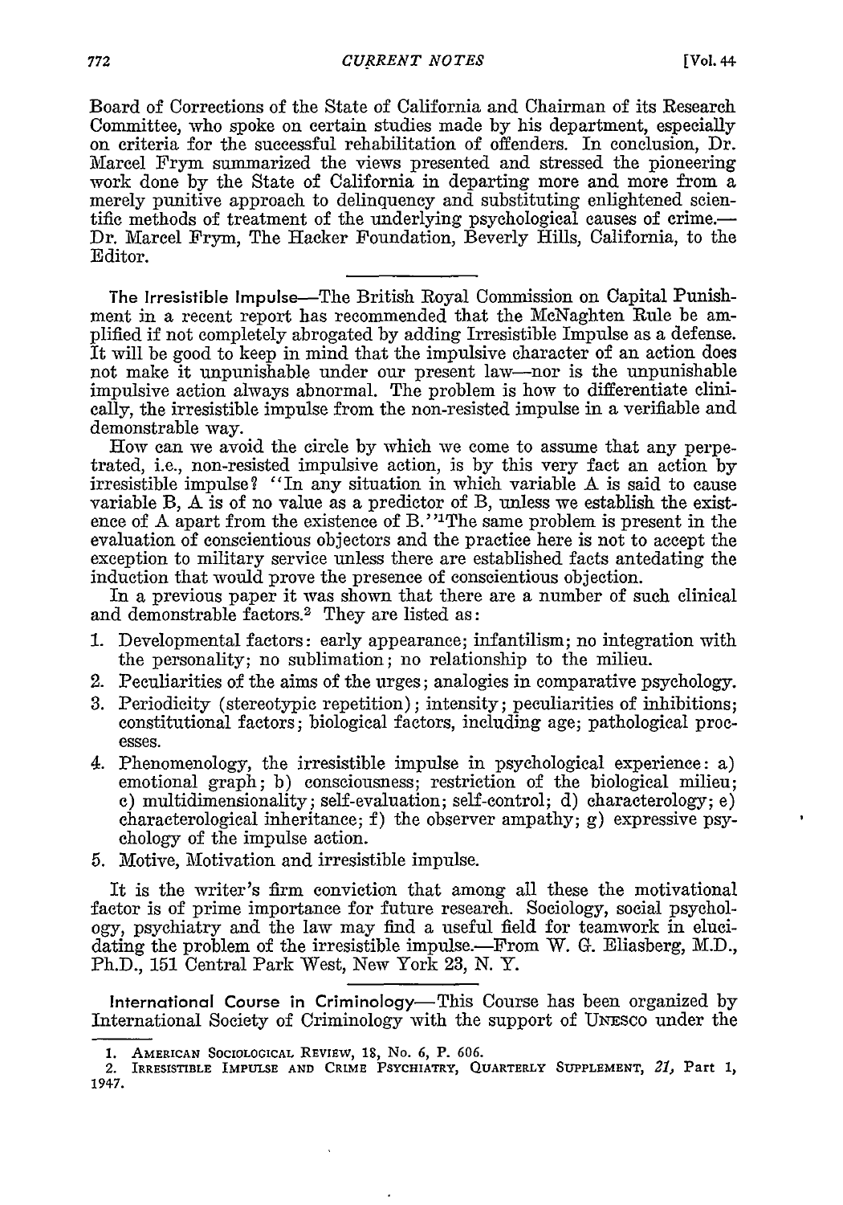Board of Corrections of the State of California and Chairman of its Research Committee, who spoke on certain studies made by his department, especially on criteria for the successful rehabilitation of offenders. In conclusion, Dr. Marcel Frym summarized the views presented and stressed the pioneering work done by the State of California in departing more and more from a merely punitive approach to delinquency and substituting enlightened scientific methods of treatment of the underlying psychological causes of crime.—Dr. Marcel Frym, The Hacker Foundation, Beverly Hills, California, to the Editor.

**The Irresistible Impulse**—The British Royal Commission on Capital Punishment in a recent report has recommended that the McNaghten Rule be amplified if not completely abrogated by adding Irresistible Impulse as a defense. It will be good to keep in mind that the impulsive character of an action does not make it unpunishable under our present law—nor is the unpunishable impulsive action always abnormal. The problem is how to differentiate clinically, the irresistible impulse from the non-resisted impulse in a verifiable and demonstrable way.

How can we avoid the circle by which we come to assume that any perpetrated, i.e., non-resisted impulsive action, is by this very fact an action by irresistible impulse? "In any situation in which variable A is said to cause variable B, A is of no value as a predictor of B, unless we establish the existence of A apart from the existence of B."[1] The same problem is present in the evaluation of conscientious objectors and the practice here is not to accept the exception to military service unless there are established facts antedating the induction that would prove the presence of conscientious objection.

In a previous paper it was shown that there are a number of such clinical and demonstrable factors.[2] They are listed as:

1. Developmental factors: early appearance; infantilism; no integration with the personality; no sublimation; no relationship to the milieu.
2. Peculiarities of the aims of the urges; analogies in comparative psychology.
3. Periodicity (stereotypic repetition); intensity; peculiarities of inhibitions; constitutional factors; biological factors, including age; pathological processes.
4. Phenomenology, the irresistible impulse in psychological experience: a) emotional graph; b) consciousness; restriction of the biological milieu; c) multidimensionality; self-evaluation; self-control; d) characterology; e) characterological inheritance; f) the observer ampathy; g) expressive psychology of the impulse action.
5. Motive, Motivation and irresistible impulse.

It is the writer's firm conviction that among all these the motivational factor is of prime importance for future research. Sociology, social psychology, psychiatry and the law may find a useful field for teamwork in elucidating the problem of the irresistible impulse.—From W. G. Eliasberg, M.D., Ph.D., 151 Central Park West, New York 23, N. Y.

**International Course in Criminology**—This Course has been organized by International Society of Criminology with the support of UNESCO under the

1. AMERICAN SOCIOLOGICAL REVIEW, 18, No. 6, P. 606.
2. IRRESISTIBLE IMPULSE AND CRIME PSYCHIATRY, QUARTERLY SUPPLEMENT, *21*, Part 1, 1947.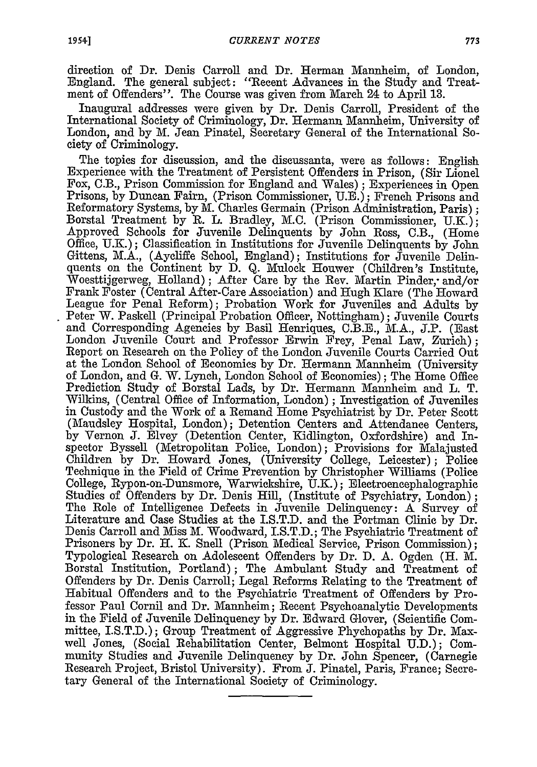direction of Dr. Denis Carroll and Dr. Herman Mannheim, of London, England. The general subject: "Recent Advances in the Study and Treatment of Offenders". The Course was given from March 24 to April 13.

Inaugural addresses were given by Dr. Denis Carroll, President of the International Society of Criminology, Dr. Hermann Mannheim, University of London, and by M. Jean Pinatel, Secretary General of the International Society of Criminology.

The topics for discussion, and the discussanta, were as follows: English Experience with the Treatment of Persistent Offenders in Prison, (Sir Lionel Fox, C.B., Prison Commission for England and Wales); Experiences in Open Prisons, by Duncan Fairn, (Prison Commissioner, U.E.); French Prisons and Reformatory Systems, by M. Charles Germain (Prison Administration, Paris); Borstal Treatment by R. L. Bradley, M.C. (Prison Commissioner, U.K.); Approved Schools for Juvenile Delinquents by John Ross, C.B., (Home Office, U.K.); Classification in Institutions for Juvenile Delinquents by John Gittens, M.A., (Aycliffe School, England); Institutions for Juvenile Delinquents on the Continent by D. Q. Mulock Houwer (Children's Institute, Woesttijgerweg, Holland); After Care by the Rev. Martin Pinder, and/or Frank Foster (Central After-Care Association) and Hugh Klare (The Howard League for Penal Reform); Probation Work for Juveniles and Adults by Peter W. Paskell (Principal Probation Officer, Nottingham); Juvenile Courts and Corresponding Agencies by Basil Henriques, C.B.E., M.A., J.P. (East London Juvenile Court and Professor Erwin Frey, Penal Law, Zurich); Report on Research on the Policy of the London Juvenile Courts Carried Out at the London School of Economics by Dr. Hermann Mannheim (University of London, and G. W. Lynch, London School of Economics); The Home Office Prediction Study of Borstal Lads, by Dr. Hermann Mannheim and L. T. Wilkins, (Central Office of Information, London); Investigation of Juveniles in Custody and the Work of a Remand Home Psychiatrist by Dr. Peter Scott (Maudsley Hospital, London); Detention Centers and Attendance Centers, by Vernon J. Elvey (Detention Center, Kidlington, Oxfordshire) and Inspector Byssell (Metropolitan Police, London); Provisions for Malajusted Children by Dr. Howard Jones, (University College, Leicester); Police Technique in the Field of Crime Prevention by Christopher Williams (Police College, Rypon-on-Dunsmore, Warwickshire, U.K.); Electroencephalographic Studies of Offenders by Dr. Denis Hill, (Institute of Psychiatry, London); The Role of Intelligence Defects in Juvenile Delinquency: A Survey of Literature and Case Studies at the I.S.T.D. and the Portman Clinic by Dr. Denis Carroll and Miss M. Woodward, I.S.T.D.; The Psychiatric Treatment of Prisoners by Dr. H. K. Snell (Prison Medical Service, Prison Commission); Typological Research on Adolescent Offenders by Dr. D. A. Ogden (H. M. Borstal Institution, Portland); The Ambulant Study and Treatment of Offenders by Dr. Denis Carroll; Legal Reforms Relating to the Treatment of Habitual Offenders and to the Psychiatric Treatment of Offenders by Professor Paul Cornil and Dr. Mannheim; Recent Psychoanalytic Developments in the Field of Juvenile Delinquency by Dr. Edward Glover, (Scientific Committee, I.S.T.D.); Group Treatment of Aggressive Phychopaths by Dr. Maxwell Jones, (Social Rehabilitation Center, Belmont Hospital U.D.); Community Studies and Juvenile Delinquency by Dr. John Spencer, (Carnegie Research Project, Bristol University). From J. Pinatel, Paris, France; Secretary General of the International Society of Criminology.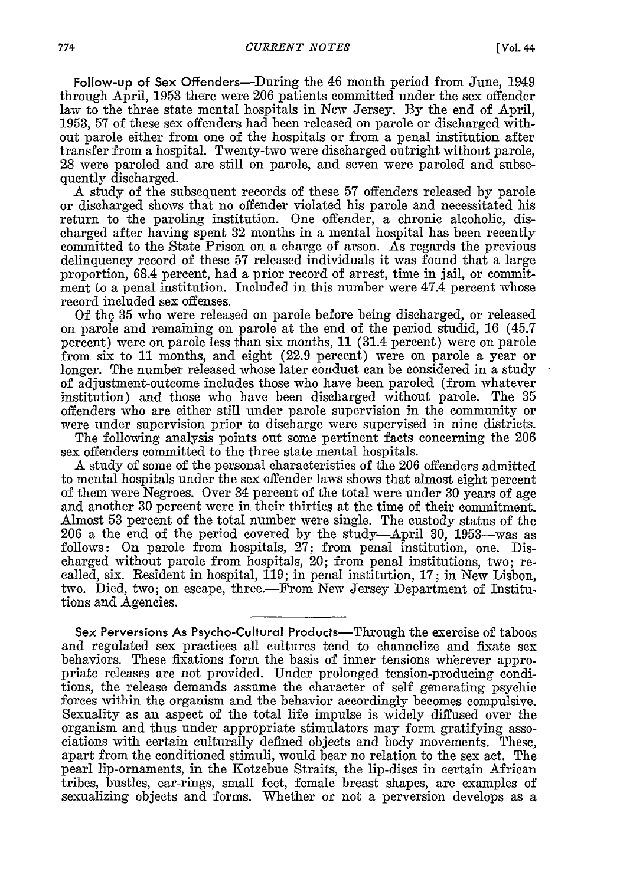**Follow-up of Sex Offenders**—During the 46 month period from June, 1949 through April, 1953 there were 206 patients committed under the sex offender law to the three state mental hospitals in New Jersey. By the end of April, 1953, 57 of these sex offenders had been released on parole or discharged without parole either from one of the hospitals or from a penal institution after transfer from a hospital. Twenty-two were discharged outright without parole, 28 were paroled and are still on parole, and seven were paroled and subsequently discharged.

A study of the subsequent records of these 57 offenders released by parole or discharged shows that no offender violated his parole and necessitated his return to the paroling institution. One offender, a chronic alcoholic, discharged after having spent 32 months in a mental hospital has been recently committed to the State Prison on a charge of arson. As regards the previous delinquency record of these 57 released individuals it was found that a large proportion, 68.4 percent, had a prior record of arrest, time in jail, or commitment to a penal institution. Included in this number were 47.4 percent whose record included sex offenses.

Of the 35 who were released on parole before being discharged, or released on parole and remaining on parole at the end of the period studid, 16 (45.7 percent) were on parole less than six months, 11 (31.4 percent) were on parole from six to 11 months, and eight (22.9 percent) were on parole a year or longer. The number released whose later conduct can be considered in a study of adjustment-outcome includes those who have been paroled (from whatever institution) and those who have been discharged without parole. The 35 offenders who are either still under parole supervision in the community or were under supervision prior to discharge were supervised in nine districts.

The following analysis points out some pertinent facts concerning the 206 sex offenders committed to the three state mental hospitals.

A study of some of the personal characteristics of the 206 offenders admitted to mental hospitals under the sex offender laws shows that almost eight percent of them were Negroes. Over 34 percent of the total were under 30 years of age and another 30 percent were in their thirties at the time of their commitment. Almost 53 percent of the total number were single. The custody status of the 206 a the end of the period covered by the study—April 30, 1953—was as follows: On parole from hospitals, 27; from penal institution, one. Discharged without parole from hospitals, 20; from penal institutions, two; recalled, six. Resident in hospital, 119; in penal institution, 17; in New Lisbon, two. Died, two; on escape, three.—From New Jersey Department of Institutions and Agencies.

**Sex Perversions As Psycho-Cultural Products**—Through the exercise of taboos and regulated sex practices all cultures tend to channelize and fixate sex behaviors. These fixations form the basis of inner tensions wherever appropriate releases are not provided. Under prolonged tension-producing conditions, the release demands assume the character of self generating psychic forces within the organism and the behavior accordingly becomes compulsive. Sexuality as an aspect of the total life impulse is widely diffused over the organism and thus under appropriate stimulators may form gratifying associations with certain culturally defined objects and body movements. These, apart from the conditioned stimuli, would bear no relation to the sex act. The pearl lip-ornaments, in the Kotzebue Straits, the lip-discs in certain African tribes, bustles, ear-rings, small feet, female breast shapes, are examples of sexualizing objects and forms. Whether or not a perversion develops as a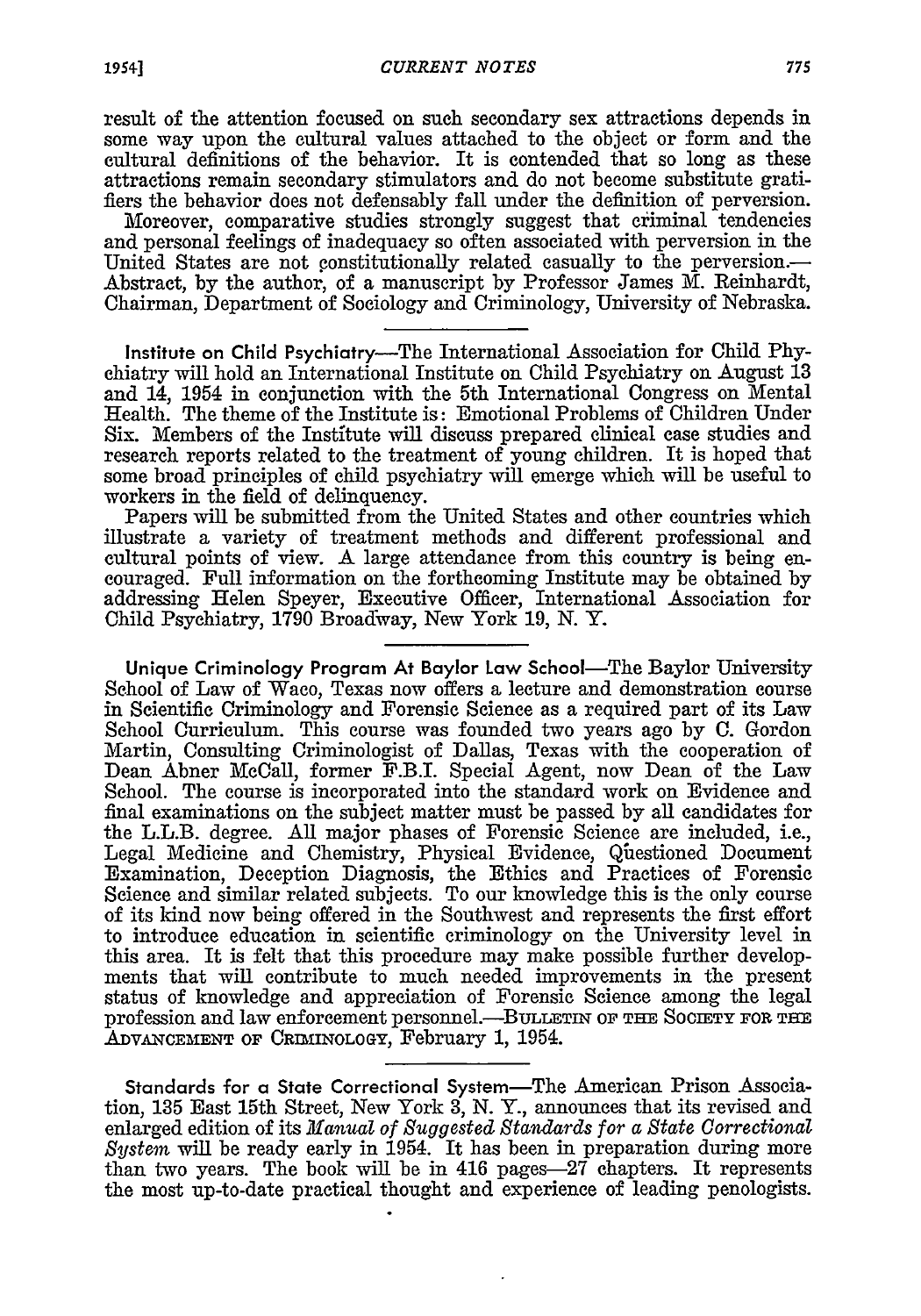result of the attention focused on such secondary sex attractions depends in some way upon the cultural values attached to the object or form and the cultural definitions of the behavior. It is contended that so long as these attractions remain secondary stimulators and do not become substitute gratifiers the behavior does not defensably fall under the definition of perversion.

Moreover, comparative studies strongly suggest that criminal tendencies and personal feelings of inadequacy so often associated with perversion in the United States are not constitutionally related casually to the perversion.—Abstract, by the author, of a manuscript by Professor James M. Reinhardt, Chairman, Department of Sociology and Criminology, University of Nebraska.

**Institute on Child Psychiatry**—The International Association for Child Phychiatry will hold an International Institute on Child Psychiatry on August 13 and 14, 1954 in conjunction with the 5th International Congress on Mental Health. The theme of the Institute is: Emotional Problems of Children Under Six. Members of the Institute will discuss prepared clinical case studies and research reports related to the treatment of young children. It is hoped that some broad principles of child psychiatry will emerge which will be useful to workers in the field of delinquency.

Papers will be submitted from the United States and other countries which illustrate a variety of treatment methods and different professional and cultural points of view. A large attendance from this country is being encouraged. Full information on the forthcoming Institute may be obtained by addressing Helen Speyer, Executive Officer, International Association for Child Psychiatry, 1790 Broadway, New York 19, N. Y.

**Unique Criminology Program At Baylor Law School**—The Baylor University School of Law of Waco, Texas now offers a lecture and demonstration course in Scientific Criminology and Forensic Science as a required part of its Law School Curriculum. This course was founded two years ago by C. Gordon Martin, Consulting Criminologist of Dallas, Texas with the cooperation of Dean Abner McCall, former F.B.I. Special Agent, now Dean of the Law School. The course is incorporated into the standard work on Evidence and final examinations on the subject matter must be passed by all candidates for the L.L.B. degree. All major phases of Forensic Science are included, i.e., Legal Medicine and Chemistry, Physical Evidence, Questioned Document Examination, Deception Diagnosis, the Ethics and Practices of Forensic Science and similar related subjects. To our knowledge this is the only course of its kind now being offered in the Southwest and represents the first effort to introduce education in scientific criminology on the University level in this area. It is felt that this procedure may make possible further developments that will contribute to much needed improvements in the present status of knowledge and appreciation of Forensic Science among the legal profession and law enforcement personnel.—BULLETIN OF THE SOCIETY FOR THE ADVANCEMENT OF CRIMINOLOGY, February 1, 1954.

**Standards for a State Correctional System**—The American Prison Association, 135 East 15th Street, New York 3, N. Y., announces that its revised and enlarged edition of its *Manual of Suggested Standards for a State Correctional System* will be ready early in 1954. It has been in preparation during more than two years. The book will be in 416 pages—27 chapters. It represents the most up-to-date practical thought and experience of leading penologists.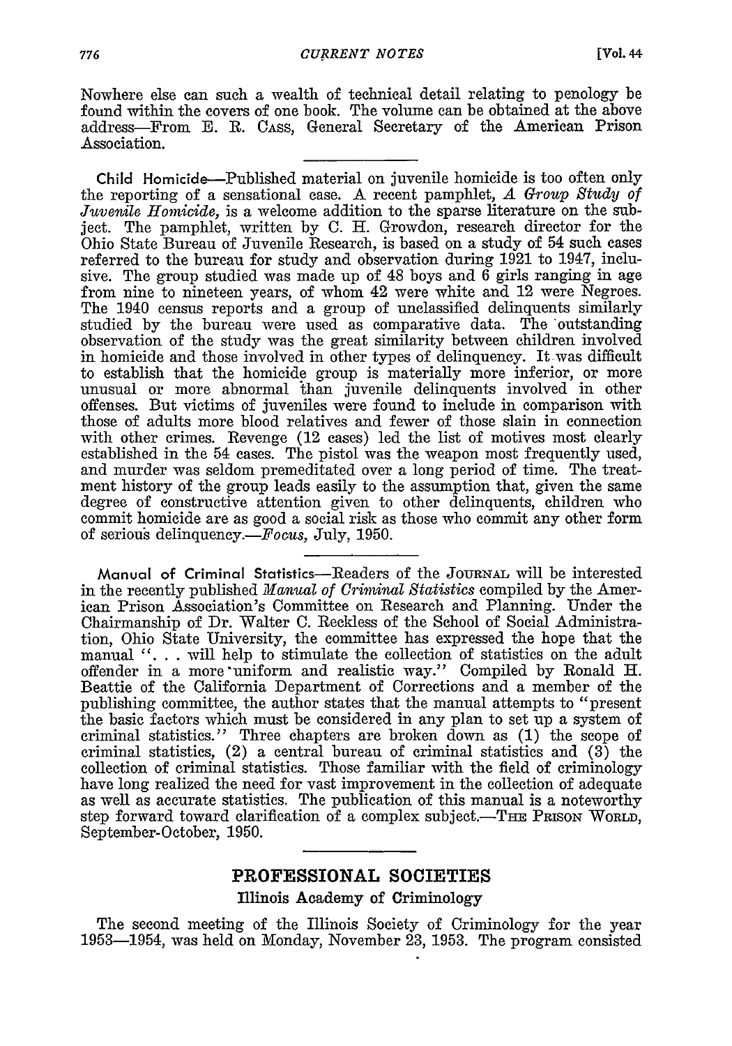Nowhere else can such a wealth of technical detail relating to penology be found within the covers of one book. The volume can be obtained at the above address—From E. R. CASS, General Secretary of the American Prison Association.

**Child Homicide**—Published material on juvenile homicide is too often only the reporting of a sensational case. A recent pamphlet, *A Group Study of Juvenile Homicide*, is a welcome addition to the sparse literature on the subject. The pamphlet, written by C. H. Growdon, research director for the Ohio State Bureau of Juvenile Research, is based on a study of 54 such cases referred to the bureau for study and observation during 1921 to 1947, inclusive. The group studied was made up of 48 boys and 6 girls ranging in age from nine to nineteen years, of whom 42 were white and 12 were Negroes. The 1940 census reports and a group of unclassified delinquents similarly studied by the bureau were used as comparative data. The outstanding observation of the study was the great similarity between children involved in homicide and those involved in other types of delinquency. It was difficult to establish that the homicide group is materially more inferior, or more unusual or more abnormal than juvenile delinquents involved in other offenses. But victims of juveniles were found to include in comparison with those of adults more blood relatives and fewer of those slain in connection with other crimes. Revenge (12 cases) led the list of motives most clearly established in the 54 cases. The pistol was the weapon most frequently used, and murder was seldom premeditated over a long period of time. The treatment history of the group leads easily to the assumption that, given the same degree of constructive attention given to other delinquents, children who commit homicide are as good a social risk as those who commit any other form of serious delinquency.—*Focus*, July, 1950.

**Manual of Criminal Statistics**—Readers of the JOURNAL will be interested in the recently published *Manual of Criminal Statistics* compiled by the American Prison Association's Committee on Research and Planning. Under the Chairmanship of Dr. Walter C. Reckless of the School of Social Administration, Ohio State University, the committee has expressed the hope that the manual ". . . will help to stimulate the collection of statistics on the adult offender in a more uniform and realistic way." Compiled by Ronald H. Beattie of the California Department of Corrections and a member of the publishing committee, the author states that the manual attempts to "present the basic factors which must be considered in any plan to set up a system of criminal statistics." Three chapters are broken down as (1) the scope of criminal statistics, (2) a central bureau of criminal statistics and (3) the collection of criminal statistics. Those familiar with the field of criminology have long realized the need for vast improvement in the collection of adequate as well as accurate statistics. The publication of this manual is a noteworthy step forward toward clarification of a complex subject.—THE PRISON WORLD, September-October, 1950.

## PROFESSIONAL SOCIETIES

### Illinois Academy of Criminology

The second meeting of the Illinois Society of Criminology for the year 1953—1954, was held on Monday, November 23, 1953. The program consisted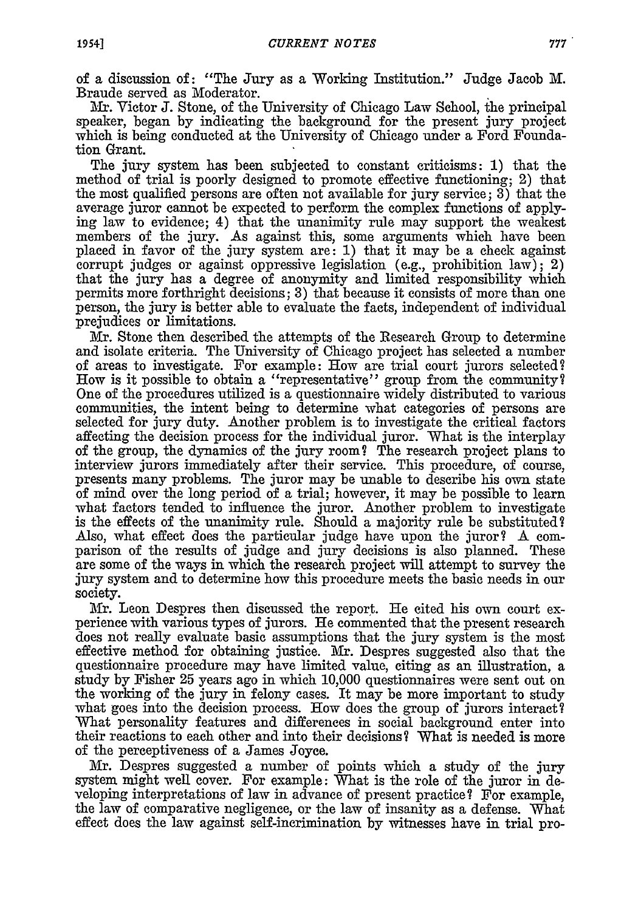of a discussion of: "The Jury as a Working Institution." Judge Jacob M. Braude served as Moderator.

Mr. Victor J. Stone, of the University of Chicago Law School, the principal speaker, began by indicating the background for the present jury project which is being conducted at the University of Chicago under a Ford Foundation Grant.

The jury system has been subjected to constant criticisms: 1) that the method of trial is poorly designed to promote effective functioning; 2) that the most qualified persons are often not available for jury service; 3) that the average juror cannot be expected to perform the complex functions of applying law to evidence; 4) that the unanimity rule may support the weakest members of the jury. As against this, some arguments which have been placed in favor of the jury system are: 1) that it may be a check against corrupt judges or against oppressive legislation (e.g., prohibition law); 2) that the jury has a degree of anonymity and limited responsibility which permits more forthright decisions; 3) that because it consists of more than one person, the jury is better able to evaluate the facts, independent of individual prejudices or limitations.

Mr. Stone then described the attempts of the Research Group to determine and isolate criteria. The University of Chicago project has selected a number of areas to investigate. For example: How are trial court jurors selected? How is it possible to obtain a "representative" group from the community? One of the procedures utilized is a questionnaire widely distributed to various communities, the intent being to determine what categories of persons are selected for jury duty. Another problem is to investigate the critical factors affecting the decision process for the individual juror. What is the interplay of the group, the dynamics of the jury room? The research project plans to interview jurors immediately after their service. This procedure, of course, presents many problems. The juror may be unable to describe his own state of mind over the long period of a trial; however, it may be possible to learn what factors tended to influence the juror. Another problem to investigate is the effects of the unanimity rule. Should a majority rule be substituted? Also, what effect does the particular judge have upon the juror? A comparison of the results of judge and jury decisions is also planned. These are some of the ways in which the research project will attempt to survey the jury system and to determine how this procedure meets the basic needs in our society.

Mr. Leon Despres then discussed the report. He cited his own court experience with various types of jurors. He commented that the present research does not really evaluate basic assumptions that the jury system is the most effective method for obtaining justice. Mr. Despres suggested also that the questionnaire procedure may have limited value, citing as an illustration, a study by Fisher 25 years ago in which 10,000 questionnaires were sent out on the working of the jury in felony cases. It may be more important to study what goes into the decision process. How does the group of jurors interact? What personality features and differences in social background enter into their reactions to each other and into their decisions? What is needed is more of the perceptiveness of a James Joyce.

Mr. Despres suggested a number of points which a study of the jury system might well cover. For example: What is the role of the juror in developing interpretations of law in advance of present practice? For example, the law of comparative negligence, or the law of insanity as a defense. What effect does the law against self-incrimination by witnesses have in trial pro-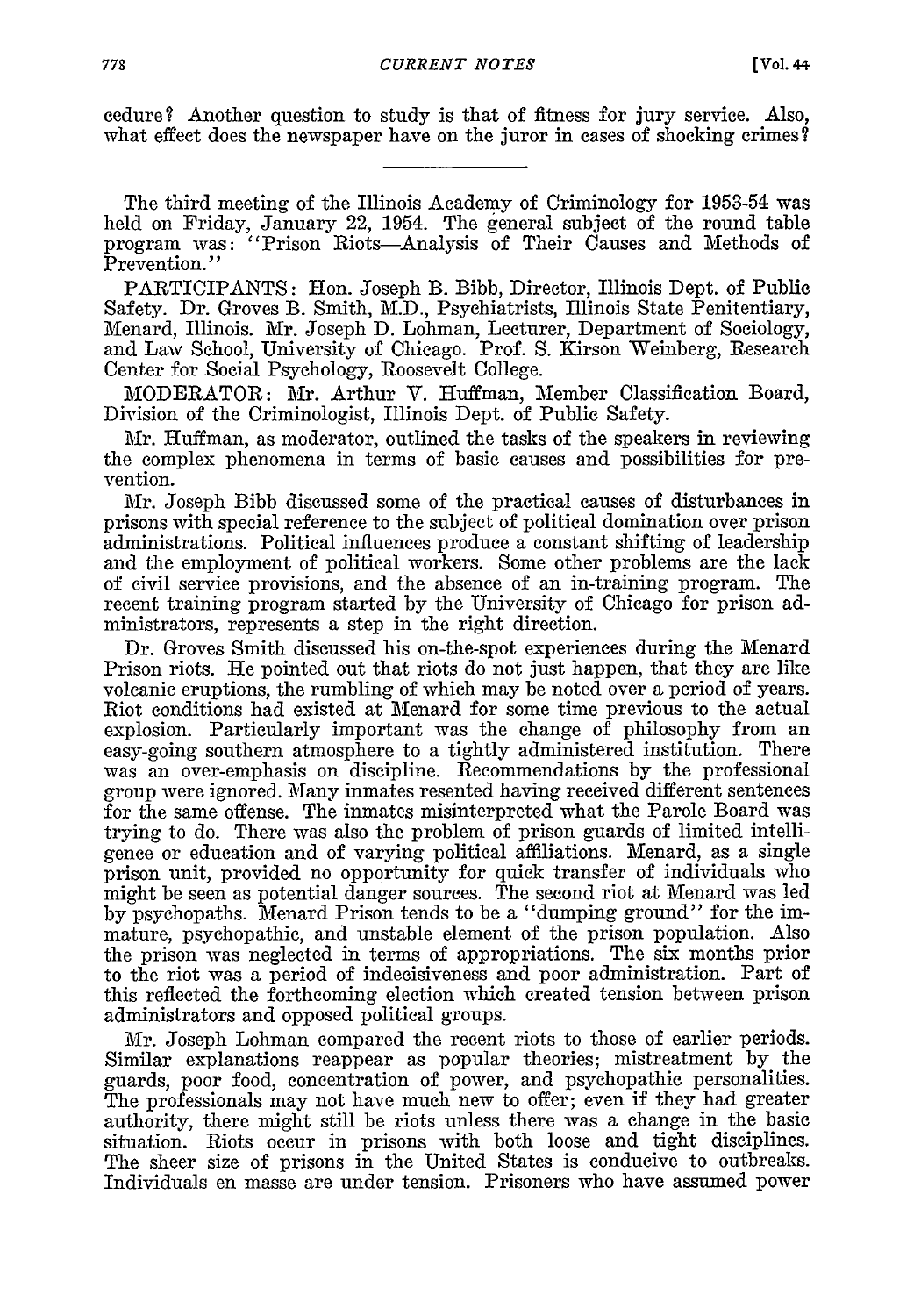cedure? Another question to study is that of fitness for jury service. Also, what effect does the newspaper have on the juror in cases of shocking crimes?

---

The third meeting of the Illinois Academy of Criminology for 1953-54 was held on Friday, January 22, 1954. The general subject of the round table program was: "Prison Riots—Analysis of Their Causes and Methods of Prevention."

PARTICIPANTS: Hon. Joseph B. Bibb, Director, Illinois Dept. of Public Safety. Dr. Groves B. Smith, M.D., Psychiatrists, Illinois State Penitentiary, Menard, Illinois. Mr. Joseph D. Lohman, Lecturer, Department of Sociology, and Law School, University of Chicago. Prof. S. Kirson Weinberg, Research Center for Social Psychology, Roosevelt College.

MODERATOR: Mr. Arthur V. Huffman, Member Classification Board, Division of the Criminologist, Illinois Dept. of Public Safety.

Mr. Huffman, as moderator, outlined the tasks of the speakers in reviewing the complex phenomena in terms of basic causes and possibilities for prevention.

Mr. Joseph Bibb discussed some of the practical causes of disturbances in prisons with special reference to the subject of political domination over prison administrations. Political influences produce a constant shifting of leadership and the employment of political workers. Some other problems are the lack of civil service provisions, and the absence of an in-training program. The recent training program started by the University of Chicago for prison administrators, represents a step in the right direction.

Dr. Groves Smith discussed his on-the-spot experiences during the Menard Prison riots. He pointed out that riots do not just happen, that they are like volcanic eruptions, the rumbling of which may be noted over a period of years. Riot conditions had existed at Menard for some time previous to the actual explosion. Particularly important was the change of philosophy from an easy-going southern atmosphere to a tightly administered institution. There was an over-emphasis on discipline. Recommendations by the professional group were ignored. Many inmates resented having received different sentences for the same offense. The inmates misinterpreted what the Parole Board was trying to do. There was also the problem of prison guards of limited intelligence or education and of varying political affiliations. Menard, as a single prison unit, provided no opportunity for quick transfer of individuals who might be seen as potential danger sources. The second riot at Menard was led by psychopaths. Menard Prison tends to be a "dumping ground" for the immature, psychopathic, and unstable element of the prison population. Also the prison was neglected in terms of appropriations. The six months prior to the riot was a period of indecisiveness and poor administration. Part of this reflected the forthcoming election which created tension between prison administrators and opposed political groups.

Mr. Joseph Lohman compared the recent riots to those of earlier periods. Similar explanations reappear as popular theories; mistreatment by the guards, poor food, concentration of power, and psychopathic personalities. The professionals may not have much new to offer; even if they had greater authority, there might still be riots unless there was a change in the basic situation. Riots occur in prisons with both loose and tight disciplines. The sheer size of prisons in the United States is conducive to outbreaks. Individuals en masse are under tension. Prisoners who have assumed power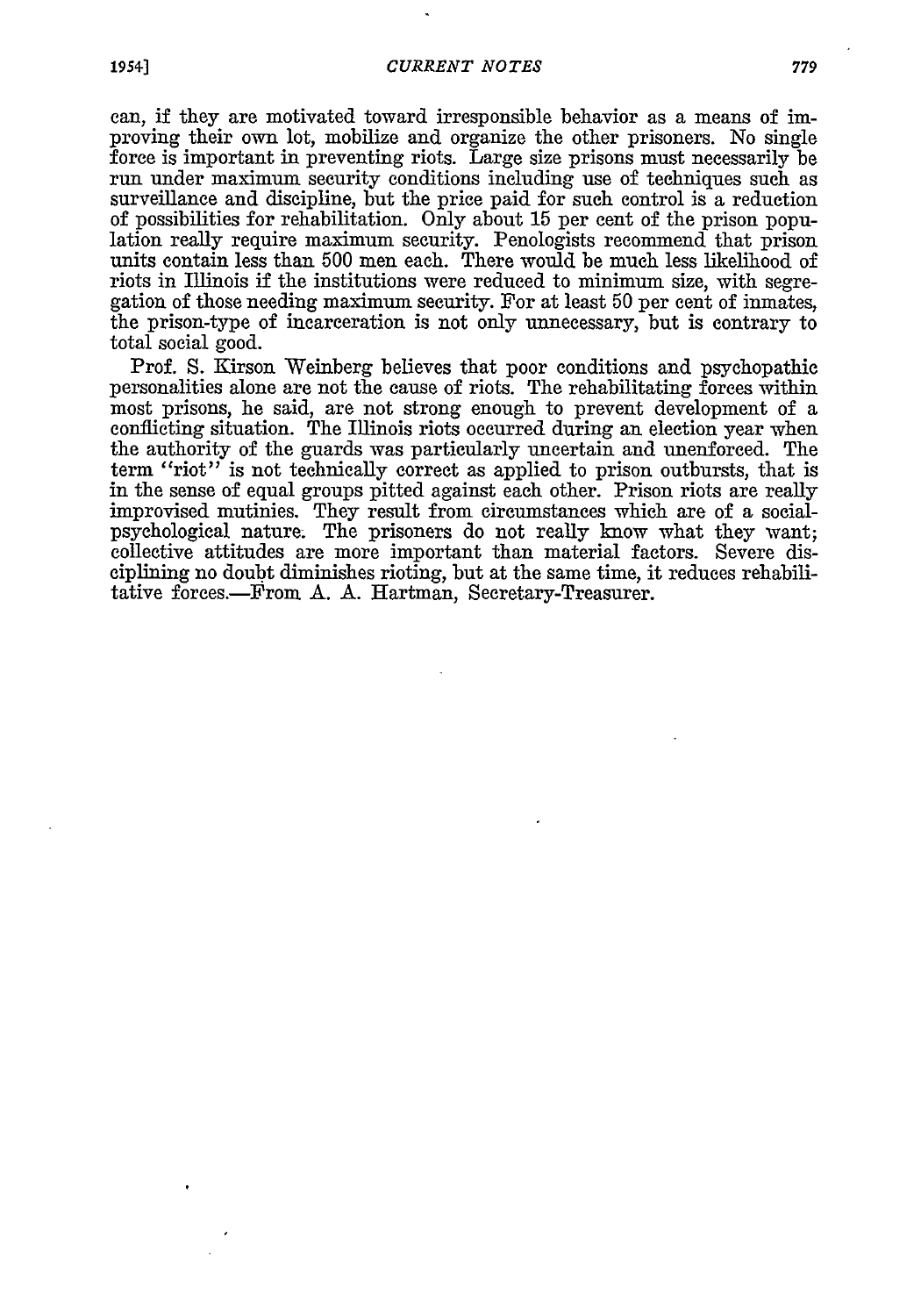can, if they are motivated toward irresponsible behavior as a means of improving their own lot, mobilize and organize the other prisoners. No single force is important in preventing riots. Large size prisons must necessarily be run under maximum security conditions including use of techniques such as surveillance and discipline, but the price paid for such control is a reduction of possibilities for rehabilitation. Only about 15 per cent of the prison population really require maximum security. Penologists recommend that prison units contain less than 500 men each. There would be much less likelihood of riots in Illinois if the institutions were reduced to minimum size, with segregation of those needing maximum security. For at least 50 per cent of inmates, the prison-type of incarceration is not only unnecessary, but is contrary to total social good.

Prof. S. Kirson Weinberg believes that poor conditions and psychopathic personalities alone are not the cause of riots. The rehabilitating forces within most prisons, he said, are not strong enough to prevent development of a conflicting situation. The Illinois riots occurred during an election year when the authority of the guards was particularly uncertain and unenforced. The term "riot" is not technically correct as applied to prison outbursts, that is in the sense of equal groups pitted against each other. Prison riots are really improvised mutinies. They result from circumstances which are of a social-psychological nature. The prisoners do not really know what they want; collective attitudes are more important than material factors. Severe disciplining no doubt diminishes rioting, but at the same time, it reduces rehabilitative forces.—From A. A. Hartman, Secretary-Treasurer.